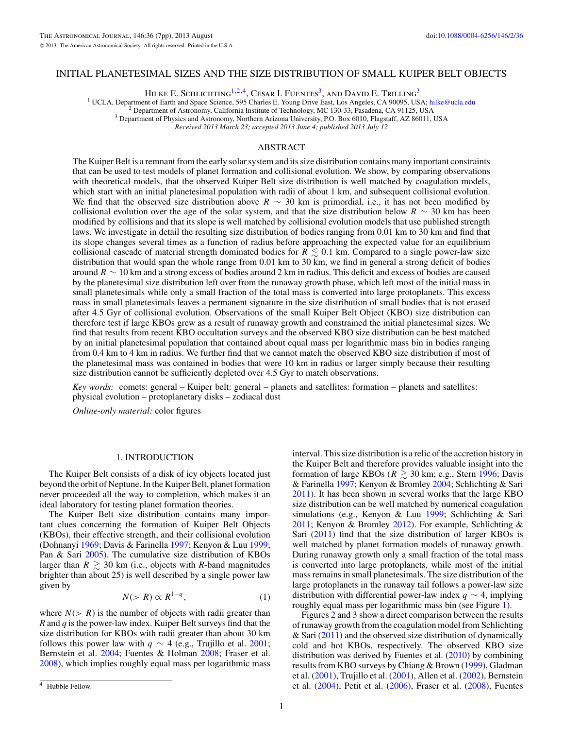# INITIAL PLANETESIMAL SIZES AND THE SIZE DISTRIBUTION OF SMALL KUIPER BELT OBJECTS

Hilke E. Schlichting[1,2,4], Cesar I. Fuentes[3], and David E. Trilling[3]

[1] UCLA, Department of Earth and Space Science, 595 Charles E. Young Drive East, Los Angeles, CA 90095, USA; hilke@ucla.edu
[2] Department of Astronomy, California Institute of Technology, MC 130-33, Pasadena, CA 91125, USA
[3] Department of Physics and Astronomy, Northern Arizona University, P.O. Box 6010, Flagstaff, AZ 86011, USA

*Received 2013 March 23; accepted 2013 June 4; published 2013 July 12*

## ABSTRACT

The Kuiper Belt is a remnant from the early solar system and its size distribution contains many important constraints that can be used to test models of planet formation and collisional evolution. We show, by comparing observations with theoretical models, that the observed Kuiper Belt size distribution is well matched by coagulation models, which start with an initial planetesimal population with radii of about 1 km, and subsequent collisional evolution. We find that the observed size distribution above $R \sim 30$ km is primordial, i.e., it has not been modified by collisional evolution over the age of the solar system, and that the size distribution below $R \sim 30$ km has been modified by collisions and that its slope is well matched by collisional evolution models that use published strength laws. We investigate in detail the resulting size distribution of bodies ranging from 0.01 km to 30 km and find that its slope changes several times as a function of radius before approaching the expected value for an equilibrium collisional cascade of material strength dominated bodies for $R \lesssim 0.1$ km. Compared to a single power-law size distribution that would span the whole range from 0.01 km to 30 km, we find in general a strong deficit of bodies around $R \sim 10$ km and a strong excess of bodies around 2 km in radius. This deficit and excess of bodies are caused by the planetesimal size distribution left over from the runaway growth phase, which left most of the initial mass in small planetesimals while only a small fraction of the total mass is converted into large protoplanets. This excess mass in small planetesimals leaves a permanent signature in the size distribution of small bodies that is not erased after 4.5 Gyr of collisional evolution. Observations of the small Kuiper Belt Object (KBO) size distribution can therefore test if large KBOs grew as a result of runaway growth and constrained the initial planetesimal sizes. We find that results from recent KBO occultation surveys and the observed KBO size distribution can be best matched by an initial planetesimal population that contained about equal mass per logarithmic mass bin in bodies ranging from 0.4 km to 4 km in radius. We further find that we cannot match the observed KBO size distribution if most of the planetesimal mass was contained in bodies that were 10 km in radius or larger simply because their resulting size distribution cannot be sufficiently depleted over 4.5 Gyr to match observations.

*Key words:* comets: general – Kuiper belt: general – planets and satellites: formation – planets and satellites: physical evolution – protoplanetary disks – zodiacal dust

*Online-only material:* color figures

## 1. INTRODUCTION

The Kuiper Belt consists of a disk of icy objects located just beyond the orbit of Neptune. In the Kuiper Belt, planet formation never proceeded all the way to completion, which makes it an ideal laboratory for testing planet formation theories.

The Kuiper Belt size distribution contains many important clues concerning the formation of Kuiper Belt Objects (KBOs), their effective strength, and their collisional evolution (Dohnanyi 1969; Davis & Farinella 1997; Kenyon & Luu 1999; Pan & Sari 2005). The cumulative size distribution of KBOs larger than $R \gtrsim 30$ km (i.e., objects with $R$-band magnitudes brighter than about 25) is well described by a single power law given by

$$N(>R) \propto R^{1-q}, \tag{1}$$

where $N(>R)$ is the number of objects with radii greater than $R$ and $q$ is the power-law index. Kuiper Belt surveys find that the size distribution for KBOs with radii greater than about 30 km follows this power law with $q \sim 4$ (e.g., Trujillo et al. 2001; Bernstein et al. 2004; Fuentes & Holman 2008; Fraser et al. 2008), which implies roughly equal mass per logarithmic mass interval. This size distribution is a relic of the accretion history in the Kuiper Belt and therefore provides valuable insight into the formation of large KBOs ($R \gtrsim 30$ km; e.g., Stern 1996; Davis & Farinella 1997; Kenyon & Bromley 2004; Schlichting & Sari 2011). It has been shown in several works that the large KBO size distribution can be well matched by numerical coagulation simulations (e.g., Kenyon & Luu 1999; Schlichting & Sari 2011; Kenyon & Bromley 2012). For example, Schlichting & Sari (2011) find that the size distribution of larger KBOs is well matched by planet formation models of runaway growth. During runaway growth only a small fraction of the total mass is converted into large protoplanets, while most of the initial mass remains in small planetesimals. The size distribution of the large protoplanets in the runaway tail follows a power-law size distribution with differential power-law index $q \sim 4$, implying roughly equal mass per logarithmic mass bin (see Figure 1).

Figures 2 and 3 show a direct comparison between the results of runaway growth from the coagulation model from Schlichting & Sari (2011) and the observed size distribution of dynamically cold and hot KBOs, respectively. The observed KBO size distribution was derived by Fuentes et al. (2010) by combining results from KBO surveys by Chiang & Brown (1999), Gladman et al. (2001), Trujillo et al. (2001), Allen et al. (2002), Bernstein et al. (2004), Petit et al. (2006), Fraser et al. (2008), Fuentes

[4] Hubble Fellow.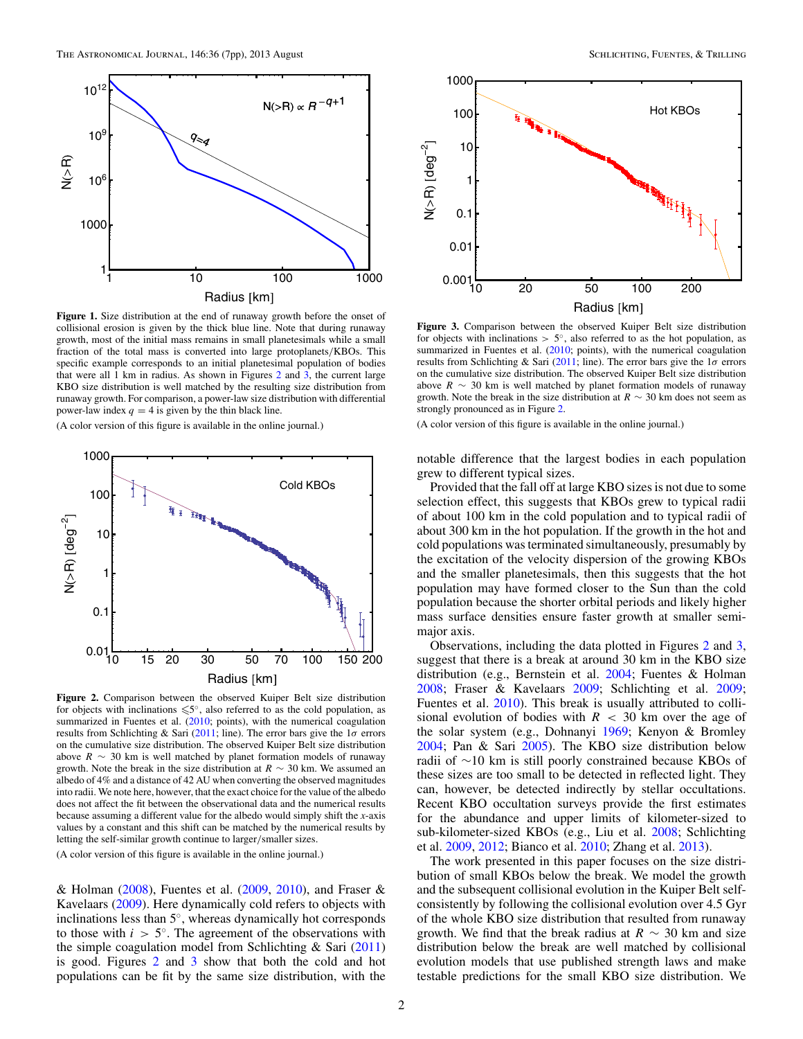**Figure 1.** Size distribution at the end of runaway growth before the onset of collisional erosion is given by the thick blue line. Note that during runaway growth, most of the initial mass remains in small planetesimals while a small fraction of the total mass is converted into large protoplanets/KBOs. This specific example corresponds to an initial planetesimal population of bodies that were all 1 km in radius. As shown in Figures 2 and 3, the current large KBO size distribution is well matched by the resulting size distribution from runaway growth. For comparison, a power-law size distribution with differential power-law index $q = 4$ is given by the thin black line.

(A color version of this figure is available in the online journal.)

**Figure 2.** Comparison between the observed Kuiper Belt size distribution for objects with inclinations $\leqslant 5^\circ$, also referred to as the cold population, as summarized in Fuentes et al. (2010; points), with the numerical coagulation results from Schlichting & Sari (2011; line). The error bars give the $1\sigma$ errors on the cumulative size distribution. The observed Kuiper Belt size distribution above $R \sim 30$ km is well matched by planet formation models of runaway growth. Note the break in the size distribution at $R \sim 30$ km. We assumed an albedo of 4% and a distance of 42 AU when converting the observed magnitudes into radii. We note here, however, that the exact choice for the value of the albedo does not affect the fit between the observational data and the numerical results because assuming a different value for the albedo would simply shift the $x$-axis values by a constant and this shift can be matched by the numerical results by letting the self-similar growth continue to larger/smaller sizes.

(A color version of this figure is available in the online journal.)

& Holman (2008), Fuentes et al. (2009, 2010), and Fraser & Kavelaars (2009). Here dynamically cold refers to objects with inclinations less than $5^\circ$, whereas dynamically hot corresponds to those with $i > 5^\circ$. The agreement of the observations with the simple coagulation model from Schlichting & Sari (2011) is good. Figures 2 and 3 show that both the cold and hot populations can be fit by the same size distribution, with the notable difference that the largest bodies in each population grew to different typical sizes.

**Figure 3.** Comparison between the observed Kuiper Belt size distribution for objects with inclinations $> 5^\circ$, also referred to as the hot population, as summarized in Fuentes et al. (2010; points), with the numerical coagulation results from Schlichting & Sari (2011; line). The error bars give the $1\sigma$ errors on the cumulative size distribution. The observed Kuiper Belt size distribution above $R \sim 30$ km is well matched by planet formation models of runaway growth. Note the break in the size distribution at $R \sim 30$ km does not seem as strongly pronounced as in Figure 2.

(A color version of this figure is available in the online journal.)

Provided that the fall off at large KBO sizes is not due to some selection effect, this suggests that KBOs grew to typical radii of about 100 km in the cold population and to typical radii of about 300 km in the hot population. If the growth in the hot and cold populations was terminated simultaneously, presumably by the excitation of the velocity dispersion of the growing KBOs and the smaller planetesimals, then this suggests that the hot population may have formed closer to the Sun than the cold population because the shorter orbital periods and likely higher mass surface densities ensure faster growth at smaller semi-major axis.

Observations, including the data plotted in Figures 2 and 3, suggest that there is a break at around 30 km in the KBO size distribution (e.g., Bernstein et al. 2004; Fuentes & Holman 2008; Fraser & Kavelaars 2009; Schlichting et al. 2009; Fuentes et al. 2010). This break is usually attributed to collisional evolution of bodies with $R < 30$ km over the age of the solar system (e.g., Dohnanyi 1969; Kenyon & Bromley 2004; Pan & Sari 2005). The KBO size distribution below radii of $\sim$10 km is still poorly constrained because KBOs of these sizes are too small to be detected in reflected light. They can, however, be detected indirectly by stellar occultations. Recent KBO occultation surveys provide the first estimates for the abundance and upper limits of kilometer-sized to sub-kilometer-sized KBOs (e.g., Liu et al. 2008; Schlichting et al. 2009, 2012; Bianco et al. 2010; Zhang et al. 2013).

The work presented in this paper focuses on the size distribution of small KBOs below the break. We model the growth and the subsequent collisional evolution in the Kuiper Belt self-consistently by following the collisional evolution over 4.5 Gyr of the whole KBO size distribution that resulted from runaway growth. We find that the break radius at $R \sim 30$ km and size distribution below the break are well matched by collisional evolution models that use published strength laws and make testable predictions for the small KBO size distribution. We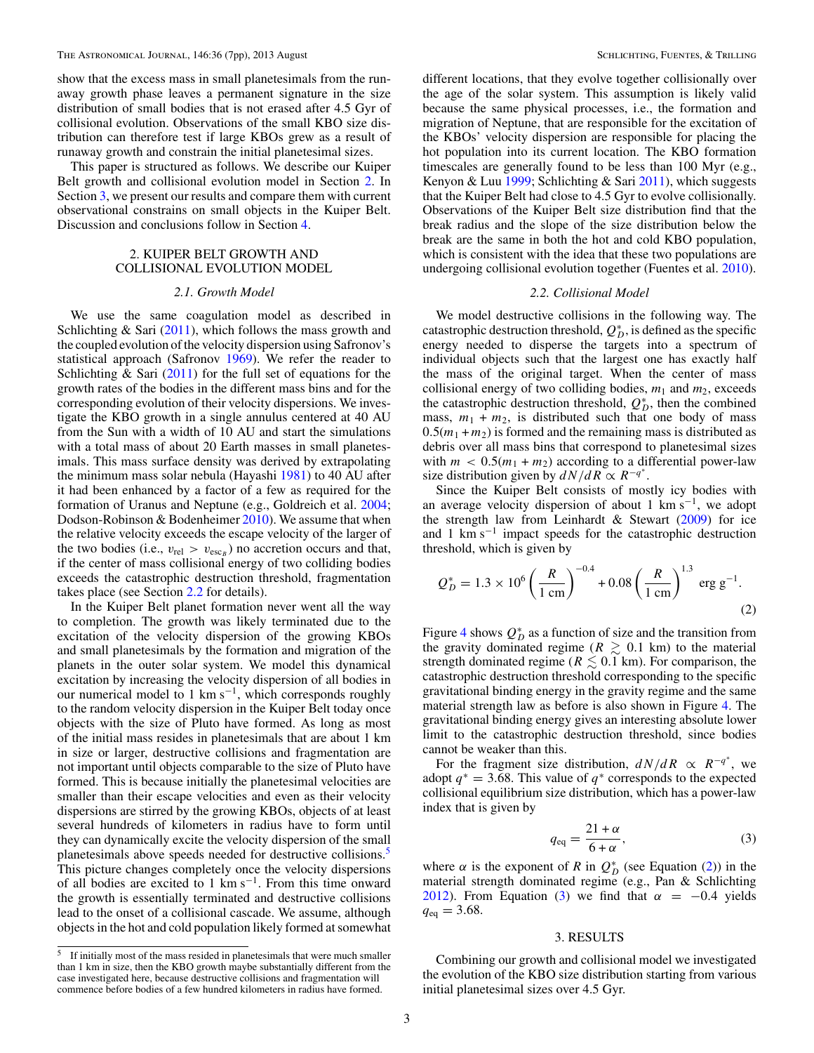show that the excess mass in small planetesimals from the runaway growth phase leaves a permanent signature in the size distribution of small bodies that is not erased after 4.5 Gyr of collisional evolution. Observations of the small KBO size distribution can therefore test if large KBOs grew as a result of runaway growth and constrain the initial planetesimal sizes.

This paper is structured as follows. We describe our Kuiper Belt growth and collisional evolution model in Section 2. In Section 3, we present our results and compare them with current observational constrains on small objects in the Kuiper Belt. Discussion and conclusions follow in Section 4.

## 2. KUIPER BELT GROWTH AND COLLISIONAL EVOLUTION MODEL

### 2.1. Growth Model

We use the same coagulation model as described in Schlichting & Sari (2011), which follows the mass growth and the coupled evolution of the velocity dispersion using Safronov's statistical approach (Safronov 1969). We refer the reader to Schlichting & Sari (2011) for the full set of equations for the growth rates of the bodies in the different mass bins and for the corresponding evolution of their velocity dispersions. We investigate the KBO growth in a single annulus centered at 40 AU from the Sun with a width of 10 AU and start the simulations with a total mass of about 20 Earth masses in small planetesimals. This mass surface density was derived by extrapolating the minimum mass solar nebula (Hayashi 1981) to 40 AU after it had been enhanced by a factor of a few as required for the formation of Uranus and Neptune (e.g., Goldreich et al. 2004; Dodson-Robinson & Bodenheimer 2010). We assume that when the relative velocity exceeds the escape velocity of the larger of the two bodies (i.e., $v_{\rm rel} > v_{{\rm esc}_B}$) no accretion occurs and that, if the center of mass collisional energy of two colliding bodies exceeds the catastrophic destruction threshold, fragmentation takes place (see Section 2.2 for details).

In the Kuiper Belt planet formation never went all the way to completion. The growth was likely terminated due to the excitation of the velocity dispersion of the growing KBOs and small planetesimals by the formation and migration of the planets in the outer solar system. We model this dynamical excitation by increasing the velocity dispersion of all bodies in our numerical model to 1 km s$^{-1}$, which corresponds roughly to the random velocity dispersion in the Kuiper Belt today once objects with the size of Pluto have formed. As long as most of the initial mass resides in planetesimals that are about 1 km in size or larger, destructive collisions and fragmentation are not important until objects comparable to the size of Pluto have formed. This is because initially the planetesimal velocities are smaller than their escape velocities and even as their velocity dispersions are stirred by the growing KBOs, objects of at least several hundreds of kilometers in radius have to form until they can dynamically excite the velocity dispersion of the small planetesimals above speeds needed for destructive collisions.[5] This picture changes completely once the velocity dispersions of all bodies are excited to 1 km s$^{-1}$. From this time onward the growth is essentially terminated and destructive collisions lead to the onset of a collisional cascade. We assume, although objects in the hot and cold population likely formed at somewhat different locations, that they evolve together collisionally over the age of the solar system. This assumption is likely valid because the same physical processes, i.e., the formation and migration of Neptune, that are responsible for the excitation of the KBOs' velocity dispersion are responsible for placing the hot population into its current location. The KBO formation timescales are generally found to be less than 100 Myr (e.g., Kenyon & Luu 1999; Schlichting & Sari 2011), which suggests that the Kuiper Belt had close to 4.5 Gyr to evolve collisionally. Observations of the Kuiper Belt size distribution find that the break radius and the slope of the size distribution below the break are the same in both the hot and cold KBO population, which is consistent with the idea that these two populations are undergoing collisional evolution together (Fuentes et al. 2010).

### 2.2. Collisional Model

We model destructive collisions in the following way. The catastrophic destruction threshold, $Q_D^*$, is defined as the specific energy needed to disperse the targets into a spectrum of individual objects such that the largest one has exactly half the mass of the original target. When the center of mass collisional energy of two colliding bodies, $m_1$ and $m_2$, exceeds the catastrophic destruction threshold, $Q_D^*$, then the combined mass, $m_1 + m_2$, is distributed such that one body of mass $0.5(m_1 + m_2)$ is formed and the remaining mass is distributed as debris over all mass bins that correspond to planetesimal sizes with $m < 0.5(m_1 + m_2)$ according to a differential power-law size distribution given by $dN/dR \propto R^{-q^*}$.

Since the Kuiper Belt consists of mostly icy bodies with an average velocity dispersion of about 1 km s$^{-1}$, we adopt the strength law from Leinhardt & Stewart (2009) for ice and 1 km s$^{-1}$ impact speeds for the catastrophic destruction threshold, which is given by

$$Q_D^* = 1.3 \times 10^6 \left(\frac{R}{1\ {\rm cm}}\right)^{-0.4} + 0.08 \left(\frac{R}{1\ {\rm cm}}\right)^{1.3}\ {\rm erg\ g}^{-1}. \tag{2}$$

Figure 4 shows $Q_D^*$ as a function of size and the transition from the gravity dominated regime ($R \gtrsim 0.1$ km) to the material strength dominated regime ($R \lesssim 0.1$ km). For comparison, the catastrophic destruction threshold corresponding to the specific gravitational binding energy in the gravity regime and the same material strength law as before is also shown in Figure 4. The gravitational binding energy gives an interesting absolute lower limit to the catastrophic destruction threshold, since bodies cannot be weaker than this.

For the fragment size distribution, $dN/dR \propto R^{-q^*}$, we adopt $q^* = 3.68$. This value of $q^*$ corresponds to the expected collisional equilibrium size distribution, which has a power-law index that is given by

$$q_{\rm eq} = \frac{21 + \alpha}{6 + \alpha}, \tag{3}$$

where $\alpha$ is the exponent of $R$ in $Q_D^*$ (see Equation (2)) in the material strength dominated regime (e.g., Pan & Schlichting 2012). From Equation (3) we find that $\alpha = -0.4$ yields $q_{\rm eq} = 3.68$.

## 3. RESULTS

Combining our growth and collisional model we investigated the evolution of the KBO size distribution starting from various initial planetesimal sizes over 4.5 Gyr.

---

[5] If initially most of the mass resided in planetesimals that were much smaller than 1 km in size, then the KBO growth maybe substantially different from the case investigated here, because destructive collisions and fragmentation will commence before bodies of a few hundred kilometers in radius have formed.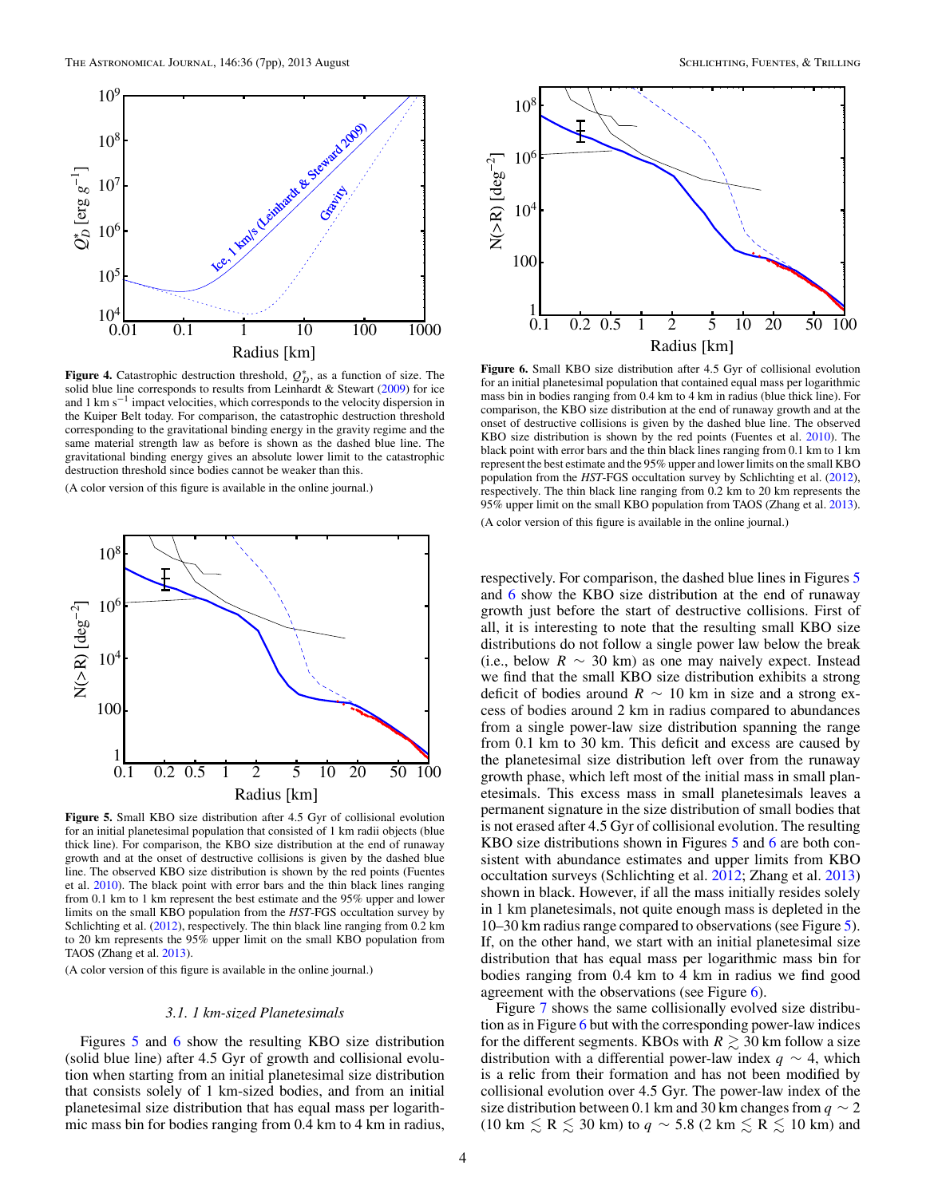**Figure 4.** Catastrophic destruction threshold, $Q_D^*$, as a function of size. The solid blue line corresponds to results from Leinhardt & Stewart (2009) for ice and 1 km $s^{-1}$ impact velocities, which corresponds to the velocity dispersion in the Kuiper Belt today. For comparison, the catastrophic destruction threshold corresponding to the gravitational binding energy in the gravity regime and the same material strength law as before is shown as the dashed blue line. The gravitational binding energy gives an absolute lower limit to the catastrophic destruction threshold since bodies cannot be weaker than this.

(A color version of this figure is available in the online journal.)

**Figure 5.** Small KBO size distribution after 4.5 Gyr of collisional evolution for an initial planetesimal population that consisted of 1 km radii objects (blue thick line). For comparison, the KBO size distribution at the end of runaway growth and at the onset of destructive collisions is given by the dashed blue line. The observed KBO size distribution is shown by the red points (Fuentes et al. 2010). The black point with error bars and the thin black lines ranging from 0.1 km to 1 km represent the best estimate and the 95% upper and lower limits on the small KBO population from the *HST*-FGS occultation survey by Schlichting et al. (2012), respectively. The thin black line ranging from 0.2 km to 20 km represents the 95% upper limit on the small KBO population from TAOS (Zhang et al. 2013).

(A color version of this figure is available in the online journal.)

### 3.1. 1 km-sized Planetesimals

Figures 5 and 6 show the resulting KBO size distribution (solid blue line) after 4.5 Gyr of growth and collisional evolution when starting from an initial planetesimal size distribution that consists solely of 1 km-sized bodies, and from an initial planetesimal size distribution that has equal mass per logarithmic mass bin for bodies ranging from 0.4 km to 4 km in radius, respectively. For comparison, the dashed blue lines in Figures 5 and 6 show the KBO size distribution at the end of runaway growth just before the start of destructive collisions. First of all, it is interesting to note that the resulting small KBO size distributions do not follow a single power law below the break (i.e., below $R \sim 30$ km) as one may naively expect. Instead we find that the small KBO size distribution exhibits a strong deficit of bodies around $R \sim 10$ km in size and a strong excess of bodies around 2 km in radius compared to abundances from a single power-law size distribution spanning the range from 0.1 km to 30 km. This deficit and excess are caused by the planetesimal size distribution left over from the runaway growth phase, which left most of the initial mass in small planetesimals. This excess mass in small planetesimals leaves a permanent signature in the size distribution of small bodies that is not erased after 4.5 Gyr of collisional evolution. The resulting KBO size distributions shown in Figures 5 and 6 are both consistent with abundance estimates and upper limits from KBO occultation surveys (Schlichting et al. 2012; Zhang et al. 2013) shown in black. However, if all the mass initially resides solely in 1 km planetesimals, not quite enough mass is depleted in the 10–30 km radius range compared to observations (see Figure 5). If, on the other hand, we start with an initial planetesimal size distribution that has equal mass per logarithmic mass bin for bodies ranging from 0.4 km to 4 km in radius we find good agreement with the observations (see Figure 6).

**Figure 6.** Small KBO size distribution after 4.5 Gyr of collisional evolution for an initial planetesimal population that contained equal mass per logarithmic mass bin in bodies ranging from 0.4 km to 4 km in radius (blue thick line). For comparison, the KBO size distribution at the end of runaway growth and at the onset of destructive collisions is given by the dashed blue line. The observed KBO size distribution is shown by the red points (Fuentes et al. 2010). The black point with error bars and the thin black lines ranging from 0.1 km to 1 km represent the best estimate and the 95% upper and lower limits on the small KBO population from the *HST*-FGS occultation survey by Schlichting et al. (2012), respectively. The thin black line ranging from 0.2 km to 20 km represents the 95% upper limit on the small KBO population from TAOS (Zhang et al. 2013).

(A color version of this figure is available in the online journal.)

Figure 7 shows the same collisionally evolved size distribution as in Figure 6 but with the corresponding power-law indices for the different segments. KBOs with $R \gtrsim 30$ km follow a size distribution with a differential power-law index $q \sim 4$, which is a relic from their formation and has not been modified by collisional evolution over 4.5 Gyr. The power-law index of the size distribution between 0.1 km and 30 km changes from $q \sim 2$ ($10 \text{ km} \lesssim R \lesssim 30$ km) to $q \sim 5.8$ ($2 \text{ km} \lesssim R \lesssim 10$ km) and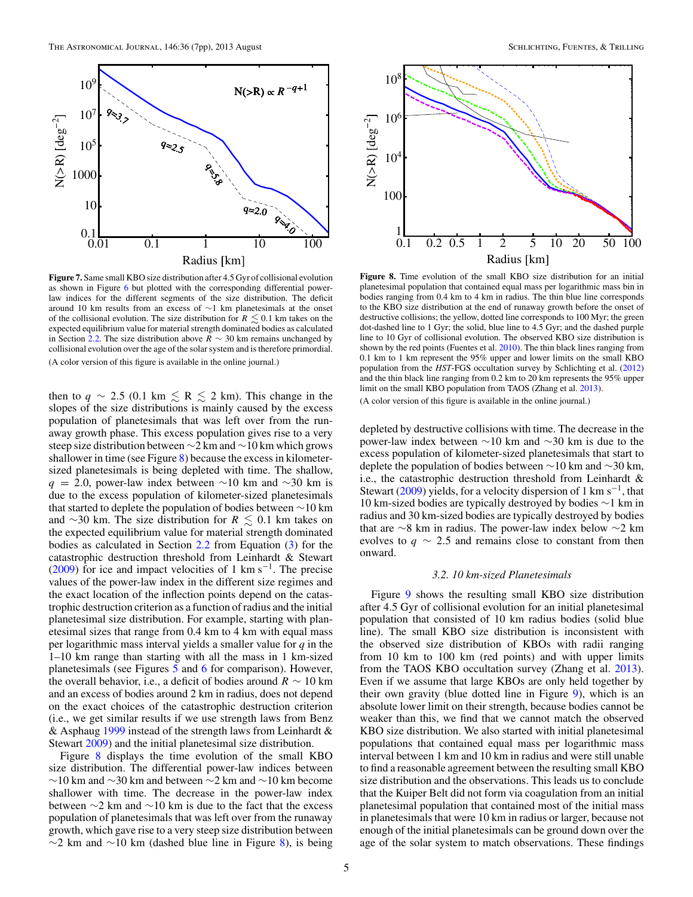**Figure 7.** Same small KBO size distribution after 4.5 Gyr of collisional evolution as shown in Figure 6 but plotted with the corresponding differential power-law indices for the different segments of the size distribution. The deficit around 10 km results from an excess of ∼1 km planetesimals at the onset of the collisional evolution. The size distribution for $R \lesssim 0.1$ km takes on the expected equilibrium value for material strength dominated bodies as calculated in Section 2.2. The size distribution above $R \sim 30$ km remains unchanged by collisional evolution over the age of the solar system and is therefore primordial.

(A color version of this figure is available in the online journal.)

then to $q \sim 2.5$ (0.1 km $\lesssim$ R $\lesssim$ 2 km). This change in the slopes of the size distributions is mainly caused by the excess population of planetesimals that was left over from the runaway growth phase. This excess population gives rise to a very steep size distribution between ∼2 km and ∼10 km which grows shallower in time (see Figure 8) because the excess in kilometer-sized planetesimals is being depleted with time. The shallow, $q = 2.0$, power-law index between ∼10 km and ∼30 km is due to the excess population of kilometer-sized planetesimals that started to deplete the population of bodies between ∼10 km and ∼30 km. The size distribution for $R \lesssim 0.1$ km takes on the expected equilibrium value for material strength dominated bodies as calculated in Section 2.2 from Equation (3) for the catastrophic destruction threshold from Leinhardt & Stewart (2009) for ice and impact velocities of 1 km $s^{-1}$. The precise values of the power-law index in the different size regimes and the exact location of the inflection points depend on the catastrophic destruction criterion as a function of radius and the initial planetesimal size distribution. For example, starting with planetesimal sizes that range from 0.4 km to 4 km with equal mass per logarithmic mass interval yields a smaller value for $q$ in the 1–10 km range than starting with all the mass in 1 km-sized planetesimals (see Figures 5 and 6 for comparison). However, the overall behavior, i.e., a deficit of bodies around $R \sim 10$ km and an excess of bodies around 2 km in radius, does not depend on the exact choices of the catastrophic destruction criterion (i.e., we get similar results if we use strength laws from Benz & Asphaug 1999 instead of the strength laws from Leinhardt & Stewart 2009) and the initial planetesimal size distribution.

Figure 8 displays the time evolution of the small KBO size distribution. The differential power-law indices between ∼10 km and ∼30 km and between ∼2 km and ∼10 km become shallower with time. The decrease in the power-law index between ∼2 km and ∼10 km is due to the fact that the excess population of planetesimals that was left over from the runaway growth, which gave rise to a very steep size distribution between ∼2 km and ∼10 km (dashed blue line in Figure 8), is being depleted by destructive collisions with time. The decrease in the power-law index between ∼10 km and ∼30 km is due to the excess population of kilometer-sized planetesimals that start to deplete the population of bodies between ∼10 km and ∼30 km, i.e., the catastrophic destruction threshold from Leinhardt & Stewart (2009) yields, for a velocity dispersion of 1 km $s^{-1}$, that 10 km-sized bodies are typically destroyed by bodies ∼1 km in radius and 30 km-sized bodies are typically destroyed by bodies that are ∼8 km in radius. The power-law index below ∼2 km evolves to $q \sim 2.5$ and remains close to constant from then onward.

**Figure 8.** Time evolution of the small KBO size distribution for an initial planetesimal population that contained equal mass per logarithmic mass bin in bodies ranging from 0.4 km to 4 km in radius. The thin blue line corresponds to the KBO size distribution at the end of runaway growth before the onset of destructive collisions; the yellow, dotted line corresponds to 100 Myr; the green dot-dashed line to 1 Gyr; the solid, blue line to 4.5 Gyr; and the dashed purple line to 10 Gyr of collisional evolution. The observed KBO size distribution is shown by the red points (Fuentes et al. 2010). The thin black lines ranging from 0.1 km to 1 km represent the 95% upper and lower limits on the small KBO population from the *HST*-FGS occultation survey by Schlichting et al. (2012) and the thin black line ranging from 0.2 km to 20 km represents the 95% upper limit on the small KBO population from TAOS (Zhang et al. 2013).

(A color version of this figure is available in the online journal.)

### *3.2. 10 km-sized Planetesimals*

Figure 9 shows the resulting small KBO size distribution after 4.5 Gyr of collisional evolution for an initial planetesimal population that consisted of 10 km radius bodies (solid blue line). The small KBO size distribution is inconsistent with the observed size distribution of KBOs with radii ranging from 10 km to 100 km (red points) and with upper limits from the TAOS KBO occultation survey (Zhang et al. 2013). Even if we assume that large KBOs are only held together by their own gravity (blue dotted line in Figure 9), which is an absolute lower limit on their strength, because bodies cannot be weaker than this, we find that we cannot match the observed KBO size distribution. We also started with initial planetesimal populations that contained equal mass per logarithmic mass interval between 1 km and 10 km in radius and were still unable to find a reasonable agreement between the resulting small KBO size distribution and the observations. This leads us to conclude that the Kuiper Belt did not form via coagulation from an initial planetesimal population that contained most of the initial mass in planetesimals that were 10 km in radius or larger, because not enough of the initial planetesimals can be ground down over the age of the solar system to match observations. These findings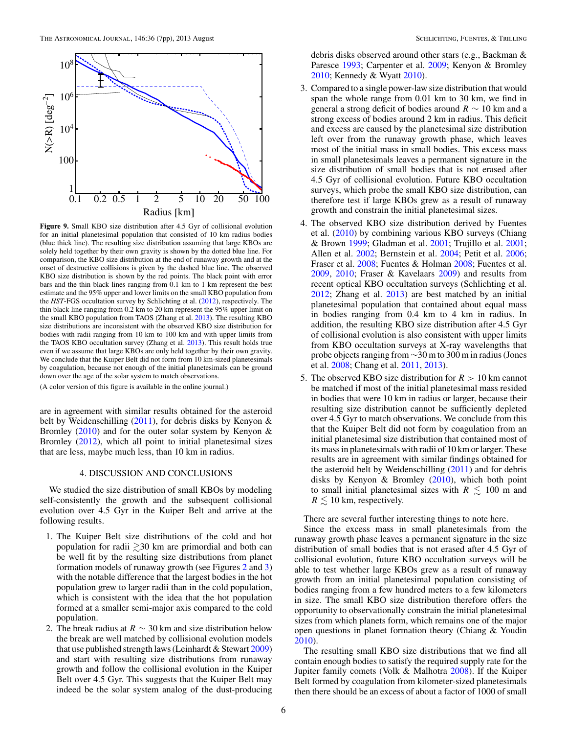**Figure 9.** Small KBO size distribution after 4.5 Gyr of collisional evolution for an initial planetesimal population that consisted of 10 km radius bodies (blue thick line). The resulting size distribution assuming that large KBOs are solely held together by their own gravity is shown by the dotted blue line. For comparison, the KBO size distribution at the end of runaway growth and at the onset of destructive collisions is given by the dashed blue line. The observed KBO size distribution is shown by the red points. The black point with error bars and the thin black lines ranging from 0.1 km to 1 km represent the best estimate and the 95% upper and lower limits on the small KBO population from the *HST*-FGS occultation survey by Schlichting et al. (2012), respectively. The thin black line ranging from 0.2 km to 20 km represent the 95% upper limit on the small KBO population from TAOS (Zhang et al. 2013). The resulting KBO size distributions are inconsistent with the observed KBO size distribution for bodies with radii ranging from 10 km to 100 km and with upper limits from the TAOS KBO occultation survey (Zhang et al. 2013). This result holds true even if we assume that large KBOs are only held together by their own gravity. We conclude that the Kuiper Belt did not form from 10 km-sized planetesimals by coagulation, because not enough of the initial planetesimals can be ground down over the age of the solar system to match observations.

(A color version of this figure is available in the online journal.)

are in agreement with similar results obtained for the asteroid belt by Weidenschilling (2011), for debris disks by Kenyon & Bromley (2010) and for the outer solar system by Kenyon & Bromley (2012), which all point to initial planetesimal sizes that are less, maybe much less, than 10 km in radius.

## 4. DISCUSSION AND CONCLUSIONS

We studied the size distribution of small KBOs by modeling self-consistently the growth and the subsequent collisional evolution over 4.5 Gyr in the Kuiper Belt and arrive at the following results.

1. The Kuiper Belt size distributions of the cold and hot population for radii $\gtrsim$30 km are primordial and both can be well fit by the resulting size distributions from planet formation models of runaway growth (see Figures 2 and 3) with the notable difference that the largest bodies in the hot population grew to larger radii than in the cold population, which is consistent with the idea that the hot population formed at a smaller semi-major axis compared to the cold population.
2. The break radius at $R \sim 30$ km and size distribution below the break are well matched by collisional evolution models that use published strength laws (Leinhardt & Stewart 2009) and start with resulting size distributions from runaway growth and follow the collisional evolution in the Kuiper Belt over 4.5 Gyr. This suggests that the Kuiper Belt may indeed be the solar system analog of the dust-producing debris disks observed around other stars (e.g., Backman & Paresce 1993; Carpenter et al. 2009; Kenyon & Bromley 2010; Kennedy & Wyatt 2010).
3. Compared to a single power-law size distribution that would span the whole range from 0.01 km to 30 km, we find in general a strong deficit of bodies around $R \sim 10$ km and a strong excess of bodies around 2 km in radius. This deficit and excess are caused by the planetesimal size distribution left over from the runaway growth phase, which leaves most of the initial mass in small bodies. This excess mass in small planetesimals leaves a permanent signature in the size distribution of small bodies that is not erased after 4.5 Gyr of collisional evolution. Future KBO occultation surveys, which probe the small KBO size distribution, can therefore test if large KBOs grew as a result of runaway growth and constrain the initial planetesimal sizes.
4. The observed KBO size distribution derived by Fuentes et al. (2010) by combining various KBO surveys (Chiang & Brown 1999; Gladman et al. 2001; Trujillo et al. 2001; Allen et al. 2002; Bernstein et al. 2004; Petit et al. 2006; Fraser et al. 2008; Fuentes & Holman 2008; Fuentes et al. 2009, 2010; Fraser & Kavelaars 2009) and results from recent optical KBO occultation surveys (Schlichting et al. 2012; Zhang et al. 2013) are best matched by an initial planetesimal population that contained about equal mass in bodies ranging from 0.4 km to 4 km in radius. In addition, the resulting KBO size distribution after 4.5 Gyr of collisional evolution is also consistent with upper limits from KBO occultation surveys at X-ray wavelengths that probe objects ranging from $\sim$30 m to 300 m in radius (Jones et al. 2008; Chang et al. 2011, 2013).
5. The observed KBO size distribution for $R > 10$ km cannot be matched if most of the initial planetesimal mass resided in bodies that were 10 km in radius or larger, because their resulting size distribution cannot be sufficiently depleted over 4.5 Gyr to match observations. We conclude from this that the Kuiper Belt did not form by coagulation from an initial planetesimal size distribution that contained most of its mass in planetesimals with radii of 10 km or larger. These results are in agreement with similar findings obtained for the asteroid belt by Weidenschilling (2011) and for debris disks by Kenyon & Bromley (2010), which both point to small initial planetesimal sizes with $R \lesssim 100$ m and $R \lesssim 10$ km, respectively.

There are several further interesting things to note here.

Since the excess mass in small planetesimals from the runaway growth phase leaves a permanent signature in the size distribution of small bodies that is not erased after 4.5 Gyr of collisional evolution, future KBO occultation surveys will be able to test whether large KBOs grew as a result of runaway growth from an initial planetesimal population consisting of bodies ranging from a few hundred meters to a few kilometers in size. The small KBO size distribution therefore offers the opportunity to observationally constrain the initial planetesimal sizes from which planets form, which remains one of the major open questions in planet formation theory (Chiang & Youdin 2010).

The resulting small KBO size distributions that we find all contain enough bodies to satisfy the required supply rate for the Jupiter family comets (Volk & Malhotra 2008). If the Kuiper Belt formed by coagulation from kilometer-sized planetesimals then there should be an excess of about a factor of 1000 of small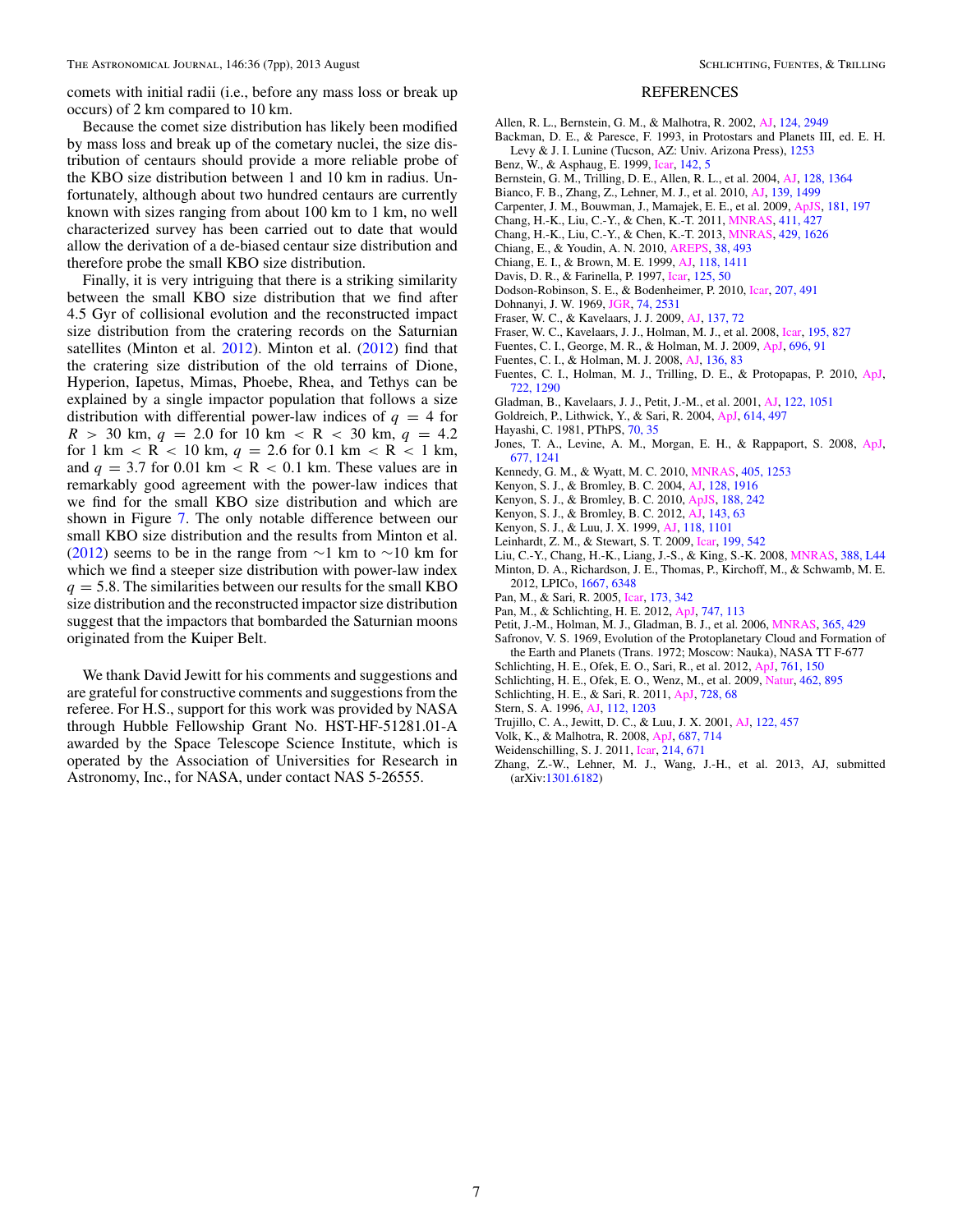comets with initial radii (i.e., before any mass loss or break up occurs) of 2 km compared to 10 km.

Because the comet size distribution has likely been modified by mass loss and break up of the cometary nuclei, the size distribution of centaurs should provide a more reliable probe of the KBO size distribution between 1 and 10 km in radius. Unfortunately, although about two hundred centaurs are currently known with sizes ranging from about 100 km to 1 km, no well characterized survey has been carried out to date that would allow the derivation of a de-biased centaur size distribution and therefore probe the small KBO size distribution.

Finally, it is very intriguing that there is a striking similarity between the small KBO size distribution that we find after 4.5 Gyr of collisional evolution and the reconstructed impact size distribution from the cratering records on the Saturnian satellites (Minton et al. 2012). Minton et al. (2012) find that the cratering size distribution of the old terrains of Dione, Hyperion, Iapetus, Mimas, Phoebe, Rhea, and Tethys can be explained by a single impactor population that follows a size distribution with differential power-law indices of $q = 4$ for $R > 30$ km, $q = 2.0$ for 10 km $< R <$ 30 km, $q = 4.2$ for 1 km $< R <$ 10 km, $q = 2.6$ for 0.1 km $< R <$ 1 km, and $q = 3.7$ for 0.01 km $< R <$ 0.1 km. These values are in remarkably good agreement with the power-law indices that we find for the small KBO size distribution and which are shown in Figure 7. The only notable difference between our small KBO size distribution and the results from Minton et al. (2012) seems to be in the range from $\sim$1 km to $\sim$10 km for which we find a steeper size distribution with power-law index $q = 5.8$. The similarities between our results for the small KBO size distribution and the reconstructed impactor size distribution suggest that the impactors that bombarded the Saturnian moons originated from the Kuiper Belt.

We thank David Jewitt for his comments and suggestions and are grateful for constructive comments and suggestions from the referee. For H.S., support for this work was provided by NASA through Hubble Fellowship Grant No. HST-HF-51281.01-A awarded by the Space Telescope Science Institute, which is operated by the Association of Universities for Research in Astronomy, Inc., for NASA, under contact NAS 5-26555.

## REFERENCES

Allen, R. L., Bernstein, G. M., & Malhotra, R. 2002, AJ, 124, 2949
Backman, D. E., & Paresce, F. 1993, in Protostars and Planets III, ed. E. H. Levy & J. I. Lunine (Tucson, AZ: Univ. Arizona Press), 1253
Benz, W., & Asphaug, E. 1999, Icar, 142, 5
Bernstein, G. M., Trilling, D. E., Allen, R. L., et al. 2004, AJ, 128, 1364
Bianco, F. B., Zhang, Z., Lehner, M. J., et al. 2010, AJ, 139, 1499
Carpenter, J. M., Bouwman, J., Mamajek, E. E., et al. 2009, ApJS, 181, 197
Chang, H.-K., Liu, C.-Y., & Chen, K.-T. 2011, MNRAS, 411, 427
Chang, H.-K., Liu, C.-Y., & Chen, K.-T. 2013, MNRAS, 429, 1626
Chiang, E., & Youdin, A. N. 2010, AREPS, 38, 493
Chiang, E. I., & Brown, M. E. 1999, AJ, 118, 1411
Davis, D. R., & Farinella, P. 1997, Icar, 125, 50
Dodson-Robinson, S. E., & Bodenheimer, P. 2010, Icar, 207, 491
Dohnanyi, J. W. 1969, JGR, 74, 2531
Fraser, W. C., & Kavelaars, J. J. 2009, AJ, 137, 72
Fraser, W. C., Kavelaars, J. J., Holman, M. J., et al. 2008, Icar, 195, 827
Fuentes, C. I., George, M. R., & Holman, M. J. 2009, ApJ, 696, 91
Fuentes, C. I., & Holman, M. J. 2008, AJ, 136, 83
Fuentes, C. I., Holman, M. J., Trilling, D. E., & Protopapas, P. 2010, ApJ, 722, 1290
Gladman, B., Kavelaars, J. J., Petit, J.-M., et al. 2001, AJ, 122, 1051
Goldreich, P., Lithwick, Y., & Sari, R. 2004, ApJ, 614, 497
Hayashi, C. 1981, PThPS, 70, 35
Jones, T. A., Levine, A. M., Morgan, E. H., & Rappaport, S. 2008, ApJ, 677, 1241
Kennedy, G. M., & Wyatt, M. C. 2010, MNRAS, 405, 1253
Kenyon, S. J., & Bromley, B. C. 2004, AJ, 128, 1916
Kenyon, S. J., & Bromley, B. C. 2010, ApJS, 188, 242
Kenyon, S. J., & Bromley, B. C. 2012, AJ, 143, 63
Kenyon, S. J., & Luu, J. X. 1999, AJ, 118, 1101
Leinhardt, Z. M., & Stewart, S. T. 2009, Icar, 199, 542
Liu, C.-Y., Chang, H.-K., Liang, J.-S., & King, S.-K. 2008, MNRAS, 388, L44
Minton, D. A., Richardson, J. E., Thomas, P., Kirchoff, M., & Schwamb, M. E. 2012, LPICo, 1667, 6348
Pan, M., & Sari, R. 2005, Icar, 173, 342
Pan, M., & Schlichting, H. E. 2012, ApJ, 747, 113
Petit, J.-M., Holman, M. J., Gladman, B. J., et al. 2006, MNRAS, 365, 429
Safronov, V. S. 1969, Evolution of the Protoplanetary Cloud and Formation of the Earth and Planets (Trans. 1972; Moscow: Nauka), NASA TT F-677
Schlichting, H. E., Ofek, E. O., Sari, R., et al. 2012, ApJ, 761, 150
Schlichting, H. E., Ofek, E. O., Wenz, M., et al. 2009, Natur, 462, 895
Schlichting, H. E., & Sari, R. 2011, ApJ, 728, 68
Stern, S. A. 1996, AJ, 112, 1203
Trujillo, C. A., Jewitt, D. C., & Luu, J. X. 2001, AJ, 122, 457
Volk, K., & Malhotra, R. 2008, ApJ, 687, 714
Weidenschilling, S. J. 2011, Icar, 214, 671
Zhang, Z.-W., Lehner, M. J., Wang, J.-H., et al. 2013, AJ, submitted (arXiv:1301.6182)